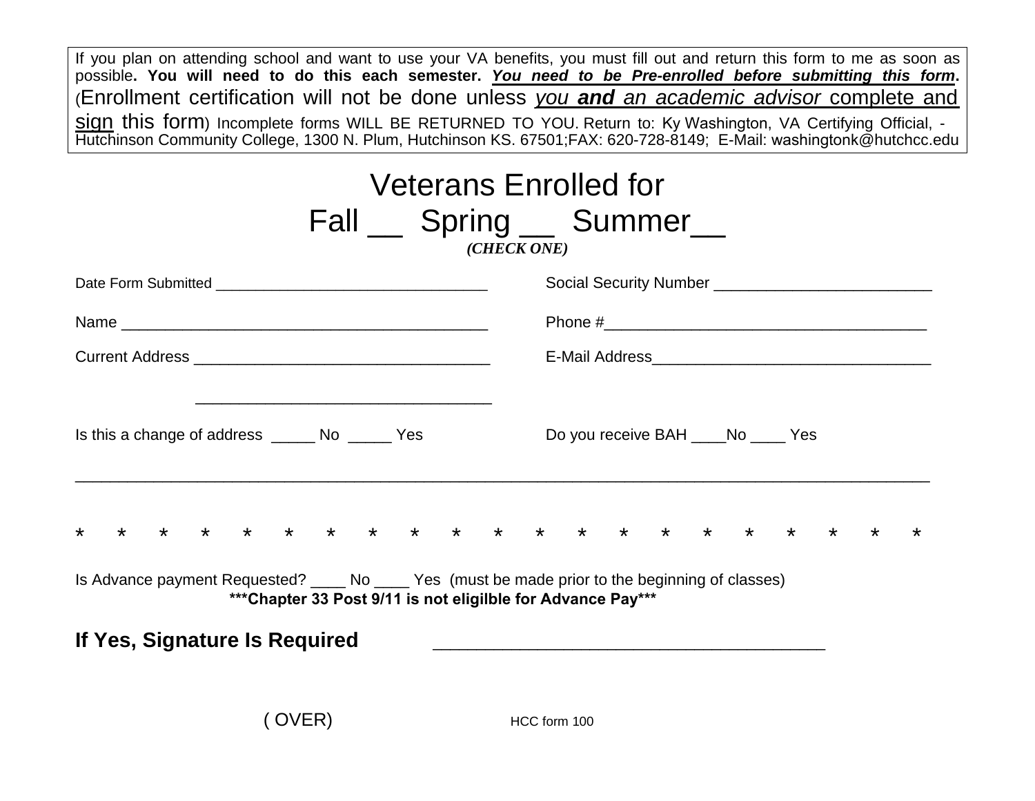If you plan on attending school and want to use your VA benefits, you must fill out and return this form to me as soon as possible**. You will need to do this each semester. *<u>You need to be Pre-enrolled before submitting this form</u>*.** (Enrollment certification will not be done unless *<u>you **and** an academic advisor</u>* <u>complete and sign</u> this form) Incomplete forms WILL BE RETURNED TO YOU. Return to: Ky Washington, VA Certifying Official, - Hutchinson Community College, 1300 N. Plum, Hutchinson KS. 67501;FAX: 620-728-8149; E-Mail: washingtonk@hutchcc.edu

# Veterans Enrolled for

# Fall __ Spring __ Summer__

***(CHECK ONE)***

Date Form Submitted ________________________________

Social Security Number _________________________

Name ___________________________________________

Phone #_____________________________________

Current Address ___________________________________

________________________________

E-Mail Address________________________________

Is this a change of address _____ No _____ Yes

Do you receive BAH ____No ____ Yes

___________________________________________________________________________________

* * * * * * * * * * * * * * * * * * * * *

Is Advance payment Requested? ____ No ____ Yes (must be made prior to the beginning of classes)

**\*\*\*Chapter 33 Post 9/11 is not eligilble for Advance Pay\*\*\***

**If Yes, Signature Is Required** ________________________________________

( OVER)

HCC form 100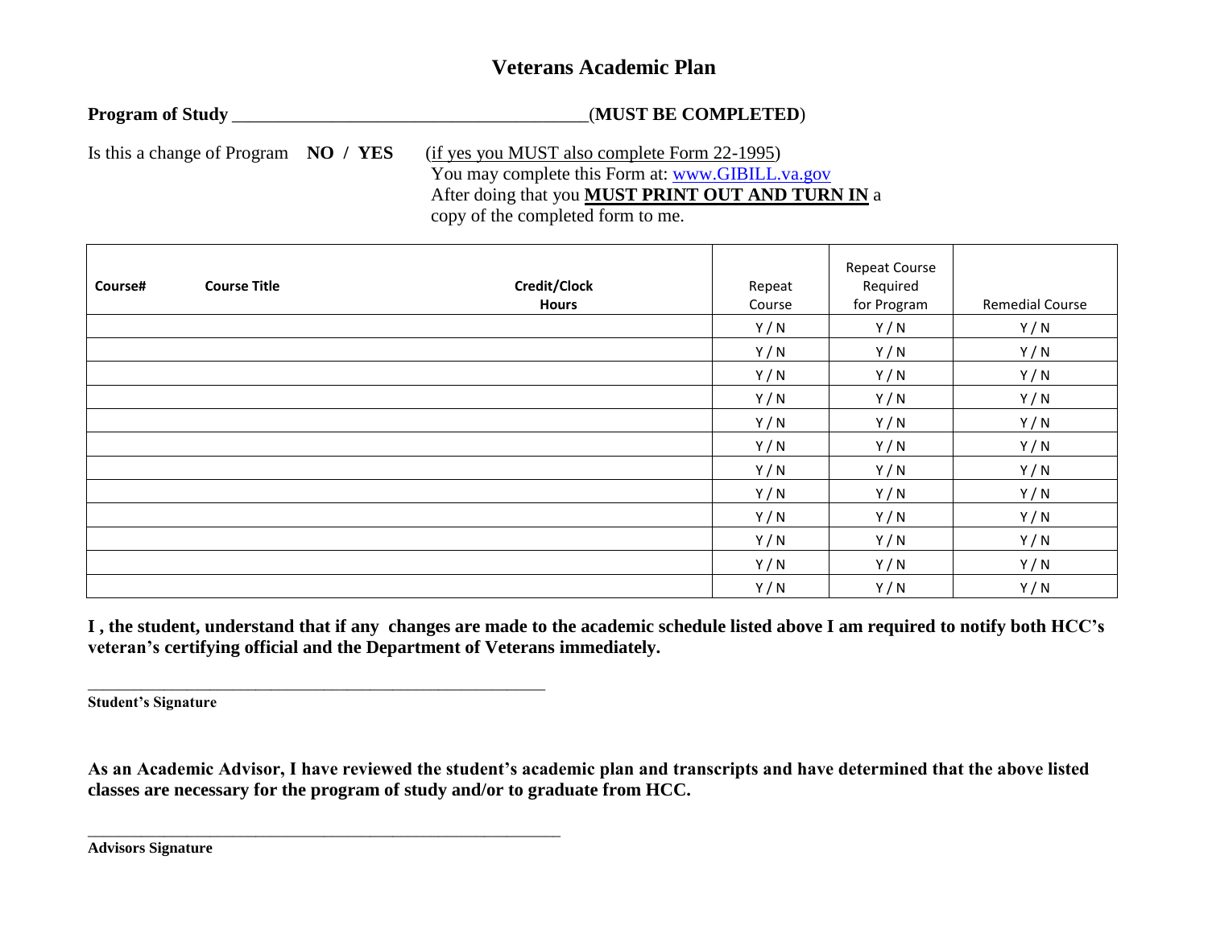# Veterans Academic Plan

**Program of Study** ______________________________________(**MUST BE COMPLETED**)

Is this a change of Program **NO / YES** (if yes you MUST also complete Form 22-1995)
You may complete this Form at: www.GIBILL.va.gov
After doing that you **MUST PRINT OUT AND TURN IN** a copy of the completed form to me.

| Course# | Course Title | Credit/Clock Hours | Repeat Course | Repeat Course Required for Program | Remedial Course |
|---|---|---|---|---|---|
| | | | Y / N | Y / N | Y / N |
| | | | Y / N | Y / N | Y / N |
| | | | Y / N | Y / N | Y / N |
| | | | Y / N | Y / N | Y / N |
| | | | Y / N | Y / N | Y / N |
| | | | Y / N | Y / N | Y / N |
| | | | Y / N | Y / N | Y / N |
| | | | Y / N | Y / N | Y / N |
| | | | Y / N | Y / N | Y / N |
| | | | Y / N | Y / N | Y / N |
| | | | Y / N | Y / N | Y / N |
| | | | Y / N | Y / N | Y / N |

**I , the student, understand that if any changes are made to the academic schedule listed above I am required to notify both HCC's veteran's certifying official and the Department of Veterans immediately.**

_________________________________________________________
**Student's Signature**

**As an Academic Advisor, I have reviewed the student's academic plan and transcripts and have determined that the above listed classes are necessary for the program of study and/or to graduate from HCC.**

___________________________________________________________
**Advisors Signature**